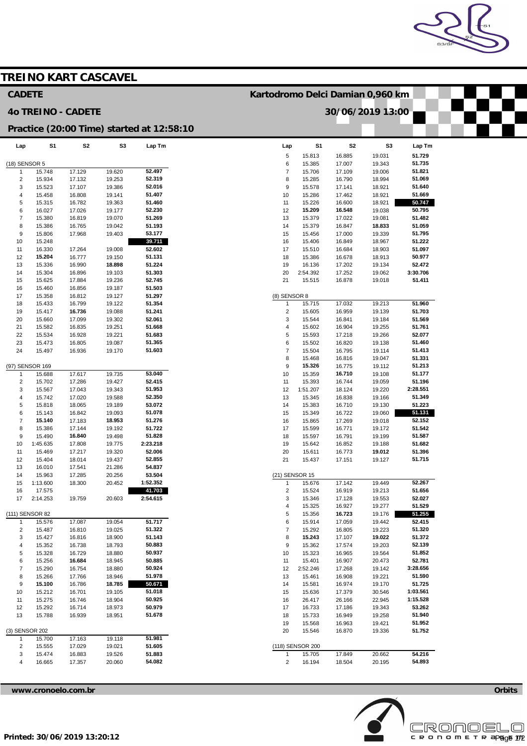# TREINO KART CASCAVEL

## CADETE

**Kartodromo Delci Damian 0,960 km**

## 4o TREINO - CADETE

**30/06/2019 13:00**

### Practice (20:00 Time) started at 12:58:10

| Lap | S1 | S2 | S3 | Lap Tm |
|---|---|---|---|---|
| **(18) SENSOR 5** | | | | |
| 1 | 15.748 | 17.129 | 19.620 | 52.497 |
| 2 | 15.934 | 17.132 | 19.253 | 52.319 |
| 3 | 15.523 | 17.107 | 19.386 | 52.016 |
| 4 | 15.458 | 16.808 | 19.141 | 51.407 |
| 5 | 15.315 | 16.782 | 19.363 | 51.460 |
| 6 | 16.027 | 17.026 | 19.177 | 52.230 |
| 7 | 15.380 | 16.819 | 19.070 | 51.269 |
| 8 | 15.386 | 16.765 | 19.042 | 51.193 |
| 9 | 15.806 | 17.968 | 19.403 | 53.177 |
| 10 | 15.248 | | | 39.711 |
| 11 | 16.330 | 17.264 | 19.008 | 52.602 |
| 12 | **15.204** | 16.777 | 19.150 | 51.131 |
| 13 | 15.336 | 16.990 | **18.898** | 51.224 |
| 14 | 15.304 | 16.896 | 19.103 | 51.303 |
| 15 | 15.625 | 17.884 | 19.236 | 52.745 |
| 16 | 15.460 | 16.856 | 19.187 | 51.503 |
| 17 | 15.358 | 16.812 | 19.127 | 51.297 |
| 18 | 15.433 | 16.799 | 19.122 | 51.354 |
| 19 | 15.417 | **16.736** | 19.088 | 51.241 |
| 20 | 15.660 | 17.099 | 19.302 | 52.061 |
| 21 | 15.582 | 16.835 | 19.251 | 51.668 |
| 22 | 15.534 | 16.928 | 19.221 | 51.683 |
| 23 | 15.473 | 16.805 | 19.087 | 51.365 |
| 24 | 15.497 | 16.936 | 19.170 | 51.603 |
| **(97) SENSOR 169** | | | | |
| 1 | 15.688 | 17.617 | 19.735 | 53.040 |
| 2 | 15.702 | 17.286 | 19.427 | 52.415 |
| 3 | 15.567 | 17.043 | 19.343 | 51.953 |
| 4 | 15.742 | 17.020 | 19.588 | 52.350 |
| 5 | 15.818 | 18.065 | 19.189 | 53.072 |
| 6 | 15.143 | 16.842 | 19.093 | 51.078 |
| 7 | **15.140** | 17.183 | **18.953** | 51.276 |
| 8 | 15.386 | 17.144 | 19.192 | 51.722 |
| 9 | 15.490 | **16.840** | 19.498 | 51.828 |
| 10 | 1:45.635 | 17.808 | 19.775 | 2:23.218 |
| 11 | 15.469 | 17.217 | 19.320 | 52.006 |
| 12 | 15.404 | 18.014 | 19.437 | 52.855 |
| 13 | 16.010 | 17.541 | 21.286 | 54.837 |
| 14 | 15.963 | 17.285 | 20.256 | 53.504 |
| 15 | 1:13.600 | 18.300 | 20.452 | 1:52.352 |
| 16 | 17.575 | | | 41.703 |
| 17 | 2:14.253 | 19.759 | 20.603 | 2:54.615 |
| **(111) SENSOR 82** | | | | |
| 1 | 15.576 | 17.087 | 19.054 | 51.717 |
| 2 | 15.487 | 16.810 | 19.025 | 51.322 |
| 3 | 15.427 | 16.816 | 18.900 | 51.143 |
| 4 | 15.352 | 16.738 | 18.793 | 50.883 |
| 5 | 15.328 | 16.729 | 18.880 | 50.937 |
| 6 | 15.256 | **16.684** | 18.945 | 50.885 |
| 7 | 15.290 | 16.754 | 18.880 | 50.924 |
| 8 | 15.266 | 17.766 | 18.946 | 51.978 |
| 9 | **15.100** | 16.786 | **18.785** | 50.671 |
| 10 | 15.212 | 16.701 | 19.105 | 51.018 |
| 11 | 15.275 | 16.746 | 18.904 | 50.925 |
| 12 | 15.292 | 16.714 | 18.973 | 50.979 |
| 13 | 15.788 | 16.939 | 18.951 | 51.678 |
| **(3) SENSOR 202** | | | | |
| 1 | 15.700 | 17.163 | 19.118 | 51.981 |
| 2 | 15.555 | 17.029 | 19.021 | 51.605 |
| 3 | 15.474 | 16.883 | 19.526 | 51.883 |
| 4 | 16.665 | 17.357 | 20.060 | 54.082 |
| 5 | 15.813 | 16.885 | 19.031 | 51.729 |
| 6 | 15.385 | 17.007 | 19.343 | 51.735 |
| 7 | 15.706 | 17.109 | 19.006 | 51.821 |
| 8 | 15.285 | 16.790 | 18.994 | 51.069 |
| 9 | 15.578 | 17.141 | 18.921 | 51.640 |
| 10 | 15.286 | 17.462 | 18.921 | 51.669 |
| 11 | 15.226 | 16.600 | 18.921 | 50.747 |
| 12 | **15.209** | **16.548** | 19.038 | 50.795 |
| 13 | 15.379 | 17.022 | 19.081 | 51.482 |
| 14 | 15.379 | 16.847 | **18.833** | 51.059 |
| 15 | 15.456 | 17.000 | 19.339 | 51.795 |
| 16 | 15.406 | 16.849 | 18.967 | 51.222 |
| 17 | 15.510 | 16.684 | 18.903 | 51.097 |
| 18 | 15.386 | 16.678 | 18.913 | 50.977 |
| 19 | 16.136 | 17.202 | 19.134 | 52.472 |
| 20 | 2:54.392 | 17.252 | 19.062 | 3:30.706 |
| 21 | 15.515 | 16.878 | 19.018 | 51.411 |
| **(8) SENSOR 8** | | | | |
| 1 | 15.715 | 17.032 | 19.213 | 51.960 |
| 2 | 15.605 | 16.959 | 19.139 | 51.703 |
| 3 | 15.544 | 16.841 | 19.184 | 51.569 |
| 4 | 15.602 | 16.904 | 19.255 | 51.761 |
| 5 | 15.593 | 17.218 | 19.266 | 52.077 |
| 6 | 15.502 | 16.820 | 19.138 | 51.460 |
| 7 | 15.504 | 16.795 | 19.114 | 51.413 |
| 8 | 15.468 | 16.816 | 19.047 | 51.331 |
| 9 | **15.326** | 16.775 | 19.112 | 51.213 |
| 10 | 15.359 | **16.710** | 19.108 | 51.177 |
| 11 | 15.393 | 16.744 | 19.059 | 51.196 |
| 12 | 1:51.207 | 18.124 | 19.220 | 2:28.551 |
| 13 | 15.345 | 16.838 | 19.166 | 51.349 |
| 14 | 15.383 | 16.710 | 19.130 | 51.223 |
| 15 | 15.349 | 16.722 | 19.060 | 51.131 |
| 16 | 15.865 | 17.269 | 19.018 | 52.152 |
| 17 | 15.599 | 16.771 | 19.172 | 51.542 |
| 18 | 15.597 | 16.791 | 19.199 | 51.587 |
| 19 | 15.642 | 16.852 | 19.188 | 51.682 |
| 20 | 15.611 | 16.773 | **19.012** | 51.396 |
| 21 | 15.437 | 17.151 | 19.127 | 51.715 |
| **(21) SENSOR 15** | | | | |
| 1 | 15.676 | 17.142 | 19.449 | 52.267 |
| 2 | 15.524 | 16.919 | 19.213 | 51.656 |
| 3 | 15.346 | 17.128 | 19.553 | 52.027 |
| 4 | 15.325 | 16.927 | 19.277 | 51.529 |
| 5 | 15.356 | **16.723** | 19.176 | 51.255 |
| 6 | 15.914 | 17.059 | 19.442 | 52.415 |
| 7 | 15.292 | 16.805 | 19.223 | 51.320 |
| 8 | **15.243** | 17.107 | **19.022** | 51.372 |
| 9 | 15.362 | 17.574 | 19.203 | 52.139 |
| 10 | 15.323 | 16.965 | 19.564 | 51.852 |
| 11 | 15.401 | 16.907 | 20.473 | 52.781 |
| 12 | 2:52.246 | 17.268 | 19.142 | 3:28.656 |
| 13 | 15.461 | 16.908 | 19.221 | 51.590 |
| 14 | 15.581 | 16.974 | 19.170 | 51.725 |
| 15 | 15.636 | 17.379 | 30.546 | 1:03.561 |
| 16 | 26.417 | 26.166 | 22.945 | 1:15.528 |
| 17 | 16.733 | 17.186 | 19.343 | 53.262 |
| 18 | 15.733 | 16.949 | 19.258 | 51.940 |
| 19 | 15.568 | 16.963 | 19.421 | 51.952 |
| 20 | 15.546 | 16.870 | 19.336 | 51.752 |
| **(118) SENSOR 200** | | | | |
| 1 | 15.705 | 17.849 | 20.662 | 54.216 |
| 2 | 16.194 | 18.504 | 20.195 | 54.893 |

www.cronoelo.com.br

Orbits

Printed: 30/06/2019 13:20:12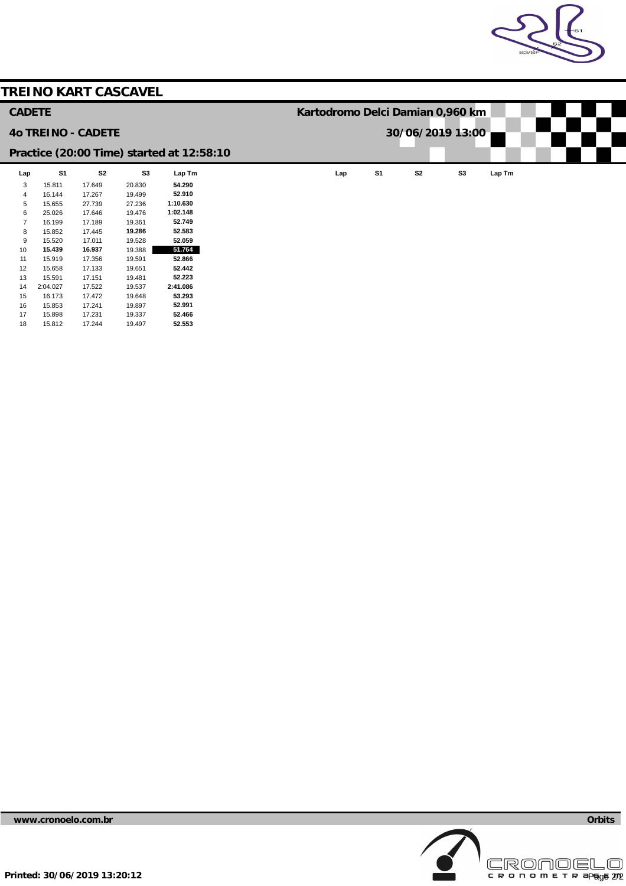# TREINO KART CASCAVEL

## CADETE

**Kartodromo Delci Damian 0,960 km**

## 4o TREINO - CADETE

**30/06/2019 13:00**

### Practice (20:00 Time) started at 12:58:10

| Lap | S1 | S2 | S3 | Lap Tm |
|---|---|---|---|---|
| 3 | 15.811 | 17.649 | 20.830 | **54.290** |
| 4 | 16.144 | 17.267 | 19.499 | **52.910** |
| 5 | 15.655 | 27.739 | 27.236 | **1:10.630** |
| 6 | 25.026 | 17.646 | 19.476 | **1:02.148** |
| 7 | 16.199 | 17.189 | 19.361 | **52.749** |
| 8 | 15.852 | 17.445 | **19.286** | **52.583** |
| 9 | 15.520 | 17.011 | 19.528 | **52.059** |
| 10 | **15.439** | **16.937** | 19.388 | **51.764** |
| 11 | 15.919 | 17.356 | 19.591 | **52.866** |
| 12 | 15.658 | 17.133 | 19.651 | **52.442** |
| 13 | 15.591 | 17.151 | 19.481 | **52.223** |
| 14 | 2:04.027 | 17.522 | 19.537 | **2:41.086** |
| 15 | 16.173 | 17.472 | 19.648 | **53.293** |
| 16 | 15.853 | 17.241 | 19.897 | **52.991** |
| 17 | 15.898 | 17.231 | 19.337 | **52.466** |
| 18 | 15.812 | 17.244 | 19.497 | **52.553** |

**www.cronoelo.com.br** **Orbits**

**Printed: 30/06/2019 13:20:12**